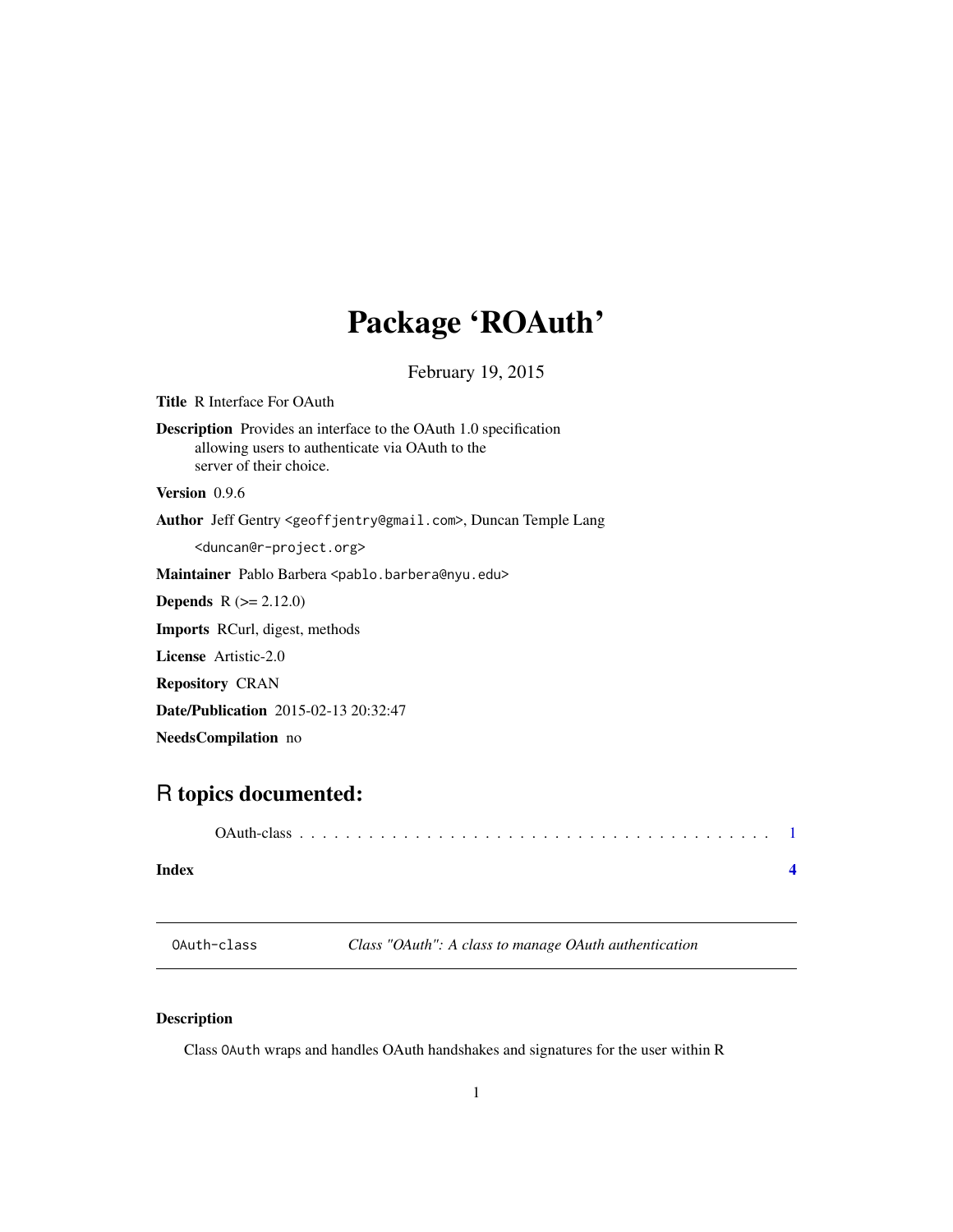# Package 'ROAuth'

February 19, 2015

**Title** R Interface For OAuth

**Description** Provides an interface to the OAuth 1.0 specification allowing users to authenticate via OAuth to the server of their choice.

**Version** 0.9.6

**Author** Jeff Gentry <geoffjentry@gmail.com>, Duncan Temple Lang <duncan@r-project.org>

**Maintainer** Pablo Barbera <pablo.barbera@nyu.edu>

**Depends** R (>= 2.12.0)

**Imports** RCurl, digest, methods

**License** Artistic-2.0

**Repository** CRAN

**Date/Publication** 2015-02-13 20:32:47

**NeedsCompilation** no

## R topics documented:

OAuth-class . . . . . . . . . . . . . . . . . . . . . . . . . . . . . . . . . . . . . . . . . . 1

**Index** **4**

---

`OAuth-class` *Class "OAuth": A class to manage OAuth authentication*

---

### Description

Class `OAuth` wraps and handles OAuth handshakes and signatures for the user within R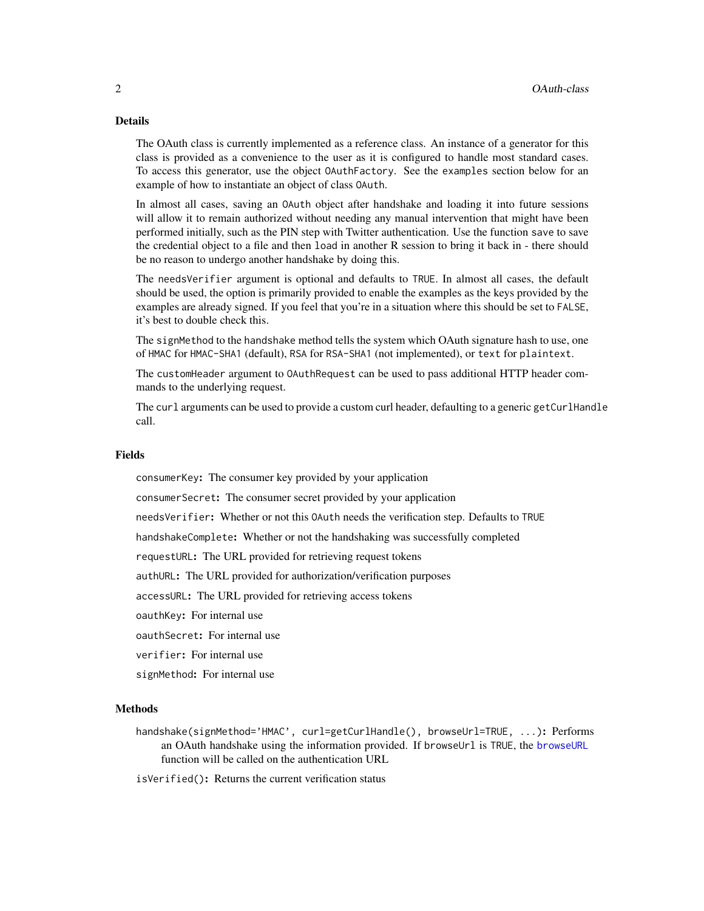## Details

The OAuth class is currently implemented as a reference class. An instance of a generator for this class is provided as a convenience to the user as it is configured to handle most standard cases. To access this generator, use the object `OAuthFactory`. See the `examples` section below for an example of how to instantiate an object of class `OAuth`.

In almost all cases, saving an `OAuth` object after handshake and loading it into future sessions will allow it to remain authorized without needing any manual intervention that might have been performed initially, such as the PIN step with Twitter authentication. Use the function `save` to save the credential object to a file and then `load` in another R session to bring it back in - there should be no reason to undergo another handshake by doing this.

The `needsVerifier` argument is optional and defaults to `TRUE`. In almost all cases, the default should be used, the option is primarily provided to enable the examples as the keys provided by the examples are already signed. If you feel that you're in a situation where this should be set to `FALSE`, it's best to double check this.

The `signMethod` to the `handshake` method tells the system which OAuth signature hash to use, one of `HMAC` for `HMAC-SHA1` (default), `RSA` for `RSA-SHA1` (not implemented), or `text` for `plaintext`.

The `customHeader` argument to `OAuthRequest` can be used to pass additional HTTP header commands to the underlying request.

The `curl` arguments can be used to provide a custom curl header, defaulting to a generic `getCurlHandle` call.

## Fields

`consumerKey`: The consumer key provided by your application

`consumerSecret`: The consumer secret provided by your application

`needsVerifier`: Whether or not this `OAuth` needs the verification step. Defaults to `TRUE`

`handshakeComplete`: Whether or not the handshaking was successfully completed

`requestURL`: The URL provided for retrieving request tokens

`authURL`: The URL provided for authorization/verification purposes

`accessURL`: The URL provided for retrieving access tokens

`oauthKey`: For internal use

`oauthSecret`: For internal use

`verifier`: For internal use

`signMethod`: For internal use

## Methods

`handshake(signMethod='HMAC', curl=getCurlHandle(), browseUrl=TRUE, ...)`: Performs an OAuth handshake using the information provided. If `browseUrl` is `TRUE`, the `browseURL` function will be called on the authentication URL

`isVerified()`: Returns the current verification status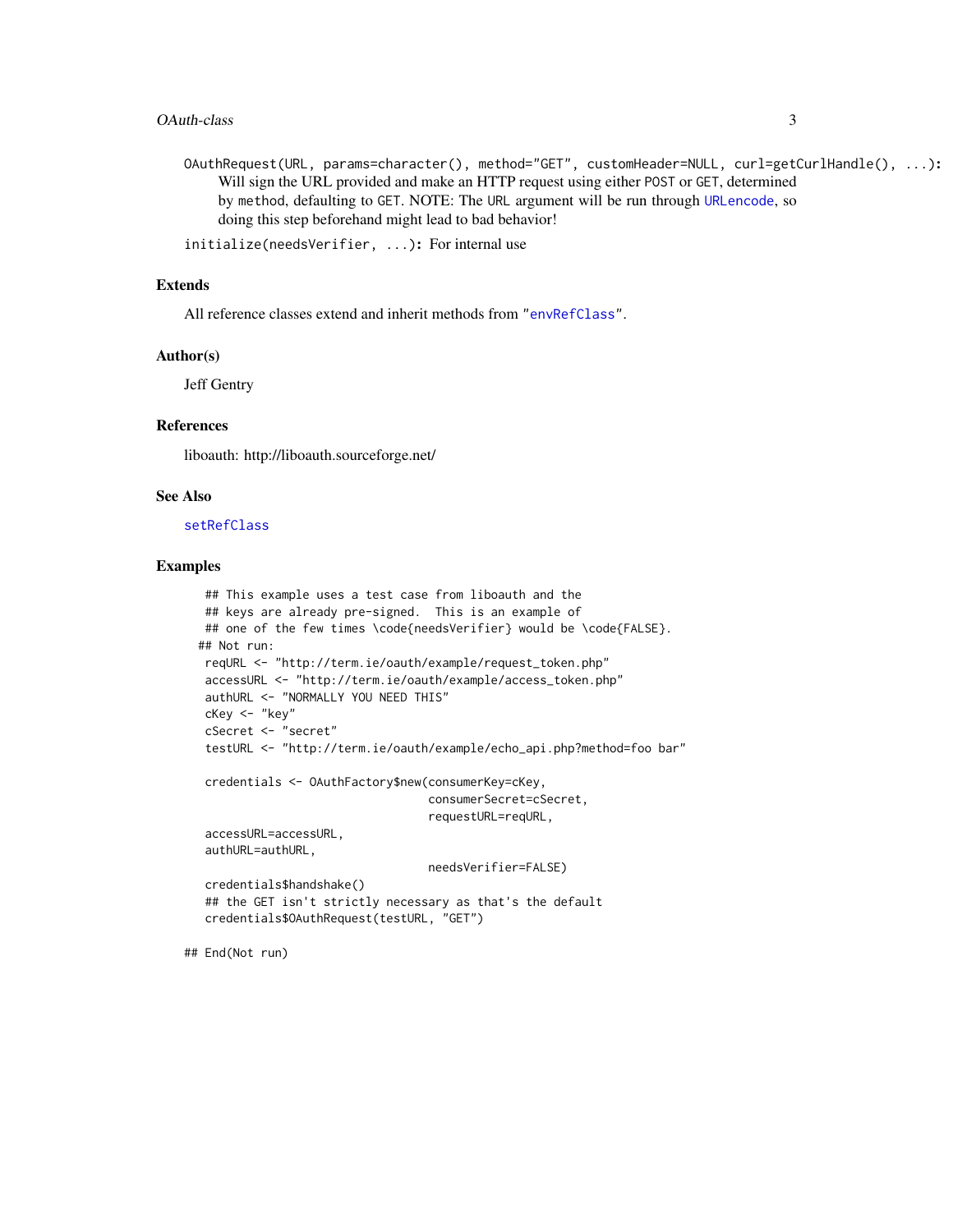`OAuthRequest(URL, params=character(), method="GET", customHeader=NULL, curl=getCurlHandle(), ...)`**:** Will sign the URL provided and make an HTTP request using either `POST` or `GET`, determined by `method`, defaulting to `GET`. NOTE: The `URL` argument will be run through `URLencode`, so doing this step beforehand might lead to bad behavior!

`initialize(needsVerifier, ...)`**:** For internal use

### Extends

All reference classes extend and inherit methods from "`envRefClass`".

### Author(s)

Jeff Gentry

### References

liboauth: http://liboauth.sourceforge.net/

### See Also

`setRefClass`

### Examples

```
  ## This example uses a test case from liboauth and the
  ## keys are already pre-signed.  This is an example of
  ## one of the few times \code{needsVerifier} would be \code{FALSE}.
 ## Not run:
  reqURL <- "http://term.ie/oauth/example/request_token.php"
  accessURL <- "http://term.ie/oauth/example/access_token.php"
  authURL <- "NORMALLY YOU NEED THIS"
  cKey <- "key"
  cSecret <- "secret"
  testURL <- "http://term.ie/oauth/example/echo_api.php?method=foo bar"

  credentials <- OAuthFactory$new(consumerKey=cKey,
                                  consumerSecret=cSecret,
                                  requestURL=reqURL,
  accessURL=accessURL,
  authURL=authURL,
                                  needsVerifier=FALSE)
  credentials$handshake()
  ## the GET isn't strictly necessary as that's the default
  credentials$OAuthRequest(testURL, "GET")

## End(Not run)
```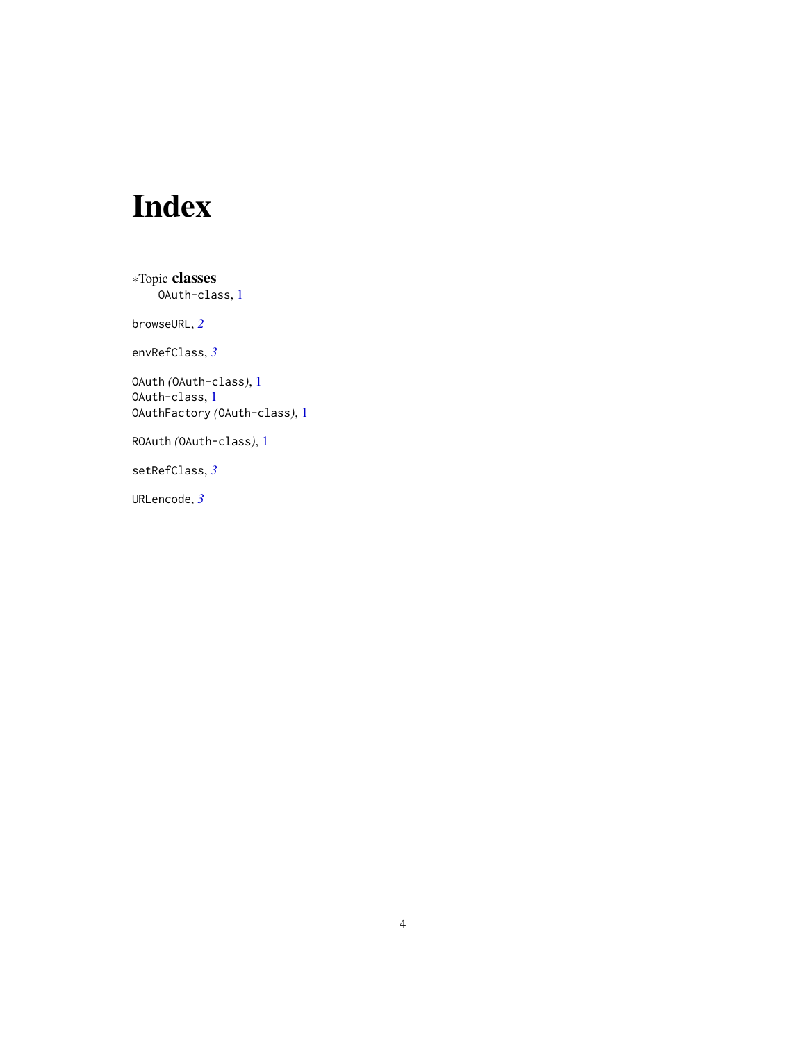# Index

*Topic **classes**
    OAuth-class, 1

browseURL, *2*

envRefClass, *3*

OAuth *(*OAuth-class*)*, 1
OAuth-class, 1
OAuthFactory *(*OAuth-class*)*, 1

ROAuth *(*OAuth-class*)*, 1

setRefClass, *3*

URLencode, *3*